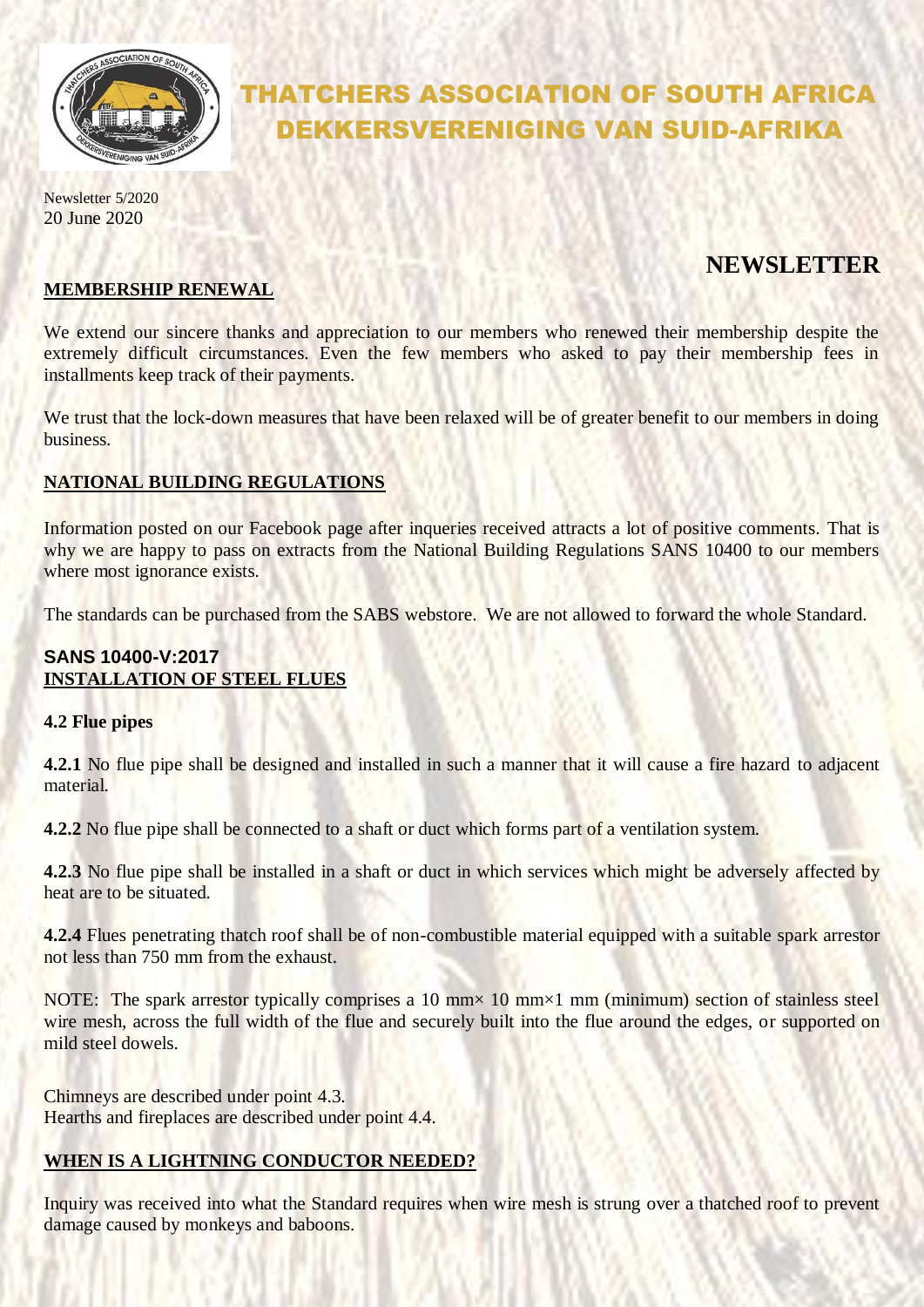# THATCHERS ASSOCIATION OF SOUTH AFRICA
# DEKKERSVERENIGING VAN SUID-AFRIKA

Newsletter 5/2020
20 June 2020

## NEWSLETTER

### MEMBERSHIP RENEWAL

We extend our sincere thanks and appreciation to our members who renewed their membership despite the extremely difficult circumstances. Even the few members who asked to pay their membership fees in installments keep track of their payments.

We trust that the lock-down measures that have been relaxed will be of greater benefit to our members in doing business.

### NATIONAL BUILDING REGULATIONS

Information posted on our Facebook page after inqueries received attracts a lot of positive comments. That is why we are happy to pass on extracts from the National Building Regulations SANS 10400 to our members where most ignorance exists.

The standards can be purchased from the SABS webstore. We are not allowed to forward the whole Standard.

### SANS 10400-V:2017
### INSTALLATION OF STEEL FLUES

**4.2 Flue pipes**

**4.2.1** No flue pipe shall be designed and installed in such a manner that it will cause a fire hazard to adjacent material.

**4.2.2** No flue pipe shall be connected to a shaft or duct which forms part of a ventilation system.

**4.2.3** No flue pipe shall be installed in a shaft or duct in which services which might be adversely affected by heat are to be situated.

**4.2.4** Flues penetrating thatch roof shall be of non-combustible material equipped with a suitable spark arrestor not less than 750 mm from the exhaust.

NOTE: The spark arrestor typically comprises a 10 mm× 10 mm×1 mm (minimum) section of stainless steel wire mesh, across the full width of the flue and securely built into the flue around the edges, or supported on mild steel dowels.

Chimneys are described under point 4.3.
Hearths and fireplaces are described under point 4.4.

### WHEN IS A LIGHTNING CONDUCTOR NEEDED?

Inquiry was received into what the Standard requires when wire mesh is strung over a thatched roof to prevent damage caused by monkeys and baboons.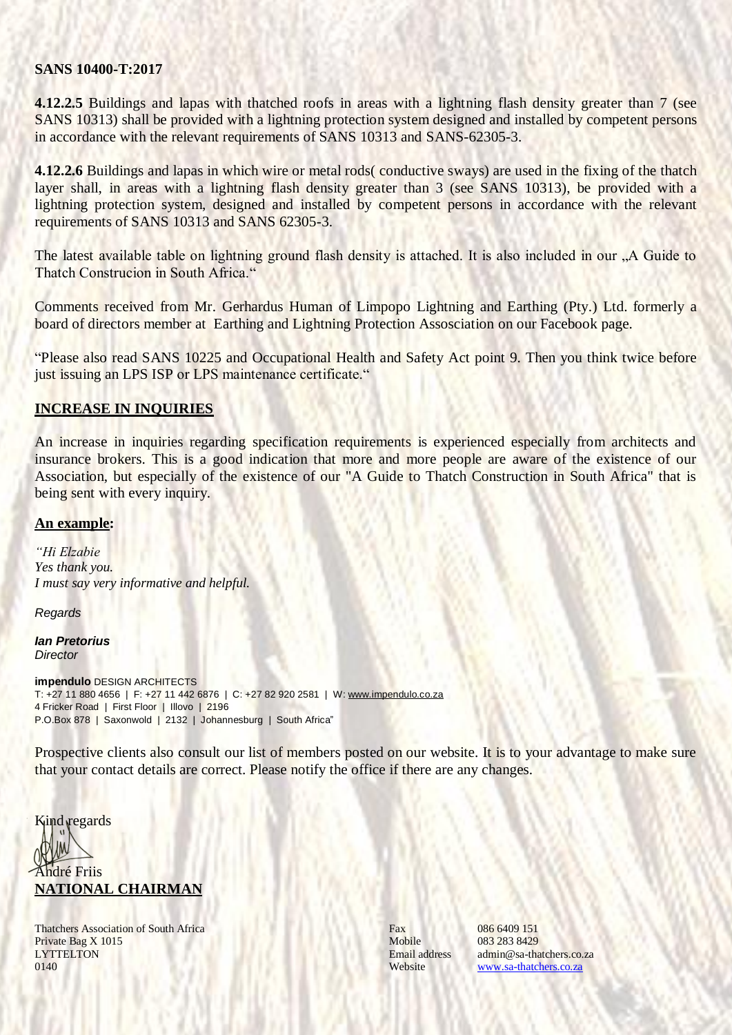**SANS 10400-T:2017**

**4.12.2.5** Buildings and lapas with thatched roofs in areas with a lightning flash density greater than 7 (see SANS 10313) shall be provided with a lightning protection system designed and installed by competent persons in accordance with the relevant requirements of SANS 10313 and SANS-62305-3.

**4.12.2.6** Buildings and lapas in which wire or metal rods( conductive sways) are used in the fixing of the thatch layer shall, in areas with a lightning flash density greater than 3 (see SANS 10313), be provided with a lightning protection system, designed and installed by competent persons in accordance with the relevant requirements of SANS 10313 and SANS 62305-3.

The latest available table on lightning ground flash density is attached. It is also included in our „A Guide to Thatch Construcion in South Africa."

Comments received from Mr. Gerhardus Human of Limpopo Lightning and Earthing (Pty.) Ltd. formerly a board of directors member at Earthing and Lightning Protection Assosciation on our Facebook page.

"Please also read SANS 10225 and Occupational Health and Safety Act point 9. Then you think twice before just issuing an LPS ISP or LPS maintenance certificate."

## INCREASE IN INQUIRIES

An increase in inquiries regarding specification requirements is experienced especially from architects and insurance brokers. This is a good indication that more and more people are aware of the existence of our Association, but especially of the existence of our "A Guide to Thatch Construction in South Africa" that is being sent with every inquiry.

**An example:**

*"Hi Elzabie*
*Yes thank you.*
*I must say very informative and helpful.*

*Regards*

***Ian Pretorius***
*Director*

**impendulo** DESIGN ARCHITECTS
T: +27 11 880 4656 | F: +27 11 442 6876 | C: +27 82 920 2581 | W: www.impendulo.co.za
4 Fricker Road | First Floor | Illovo | 2196
P.O.Box 878 | Saxonwold | 2132 | Johannesburg | South Africa"

Prospective clients also consult our list of members posted on our website. It is to your advantage to make sure that your contact details are correct. Please notify the office if there are any changes.

Kind regards

André Friis
**NATIONAL CHAIRMAN**

Thatchers Association of South Africa
Private Bag X 1015
LYTTELTON
0140

Fax 086 6409 151
Mobile 083 283 8429
Email address admin@sa-thatchers.co.za
Website www.sa-thatchers.co.za